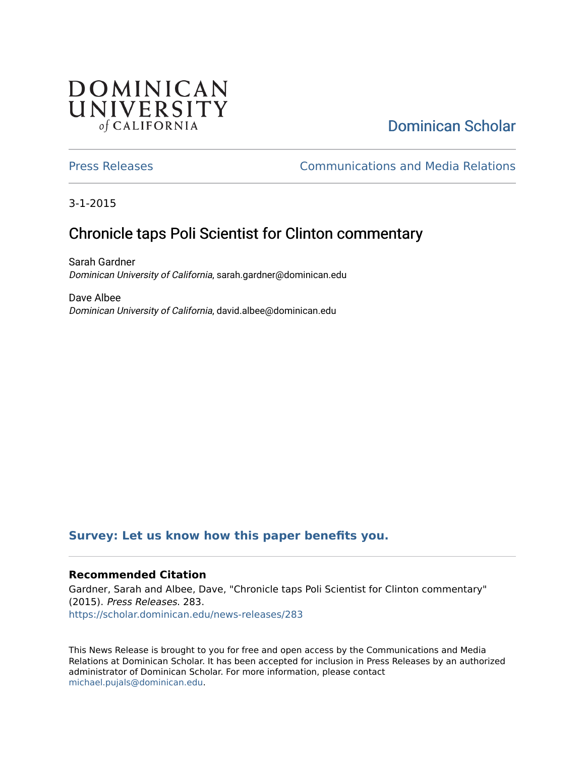DOMINICAN UNIVERSITY *of* CALIFORNIA

Dominican Scholar

Press Releases

Communications and Media Relations

3-1-2015

# Chronicle taps Poli Scientist for Clinton commentary

Sarah Gardner
*Dominican University of California*, sarah.gardner@dominican.edu

Dave Albee
*Dominican University of California*, david.albee@dominican.edu

**Survey: Let us know how this paper benefits you.**

### Recommended Citation

Gardner, Sarah and Albee, Dave, "Chronicle taps Poli Scientist for Clinton commentary" (2015). *Press Releases*. 283.
https://scholar.dominican.edu/news-releases/283

This News Release is brought to you for free and open access by the Communications and Media Relations at Dominican Scholar. It has been accepted for inclusion in Press Releases by an authorized administrator of Dominican Scholar. For more information, please contact michael.pujals@dominican.edu.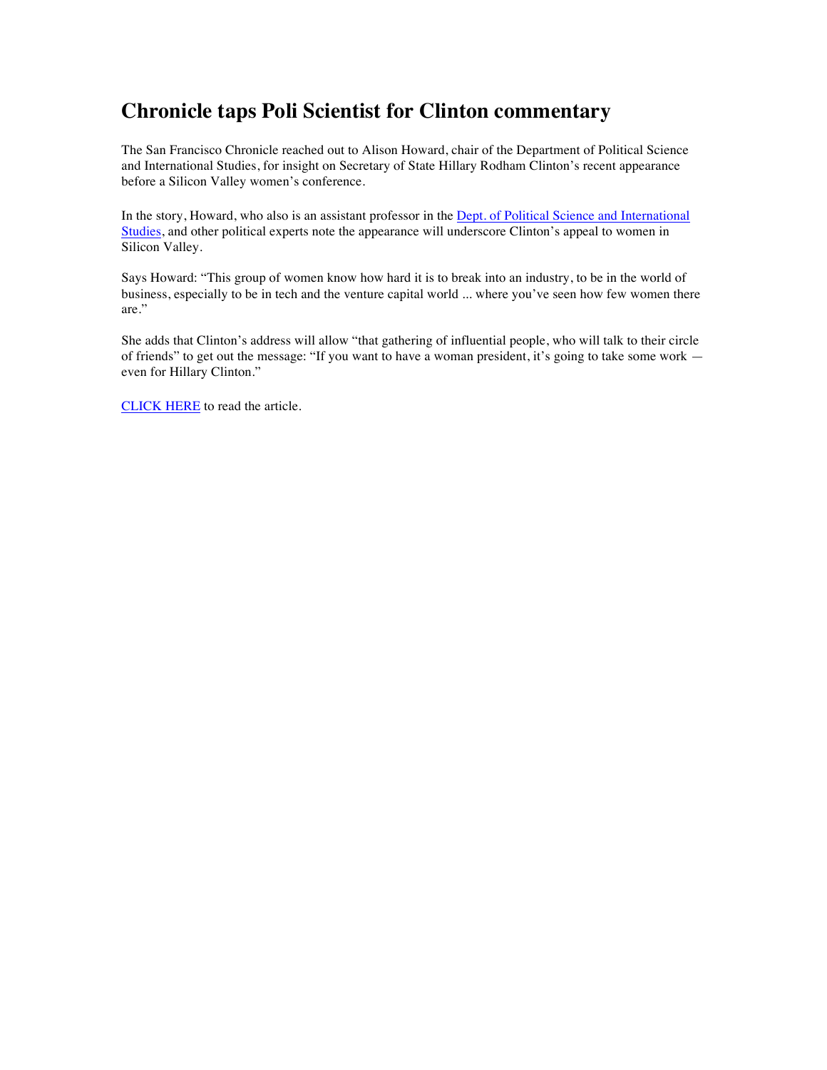# Chronicle taps Poli Scientist for Clinton commentary

The San Francisco Chronicle reached out to Alison Howard, chair of the Department of Political Science and International Studies, for insight on Secretary of State Hillary Rodham Clinton's recent appearance before a Silicon Valley women's conference.

In the story, Howard, who also is an assistant professor in the Dept. of Political Science and International Studies, and other political experts note the appearance will underscore Clinton's appeal to women in Silicon Valley.

Says Howard: "This group of women know how hard it is to break into an industry, to be in the world of business, especially to be in tech and the venture capital world ... where you've seen how few women there are."

She adds that Clinton's address will allow "that gathering of influential people, who will talk to their circle of friends" to get out the message: "If you want to have a woman president, it's going to take some work — even for Hillary Clinton."

CLICK HERE to read the article.